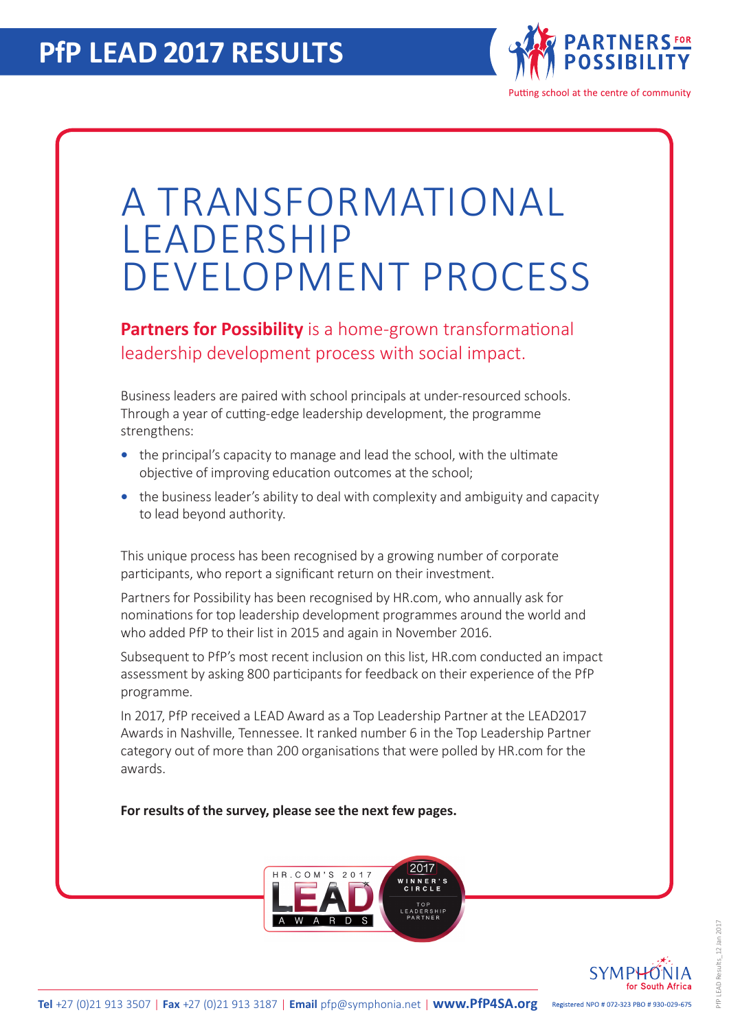# PfP LEAD 2017 RESULTS

PARTNERS FOR POSSIBILITY

Putting school at the centre of community

## A TRANSFORMATIONAL LEADERSHIP DEVELOPMENT PROCESS

**Partners for Possibility** is a home-grown transformational leadership development process with social impact.

Business leaders are paired with school principals at under-resourced schools. Through a year of cutting-edge leadership development, the programme strengthens:

- the principal's capacity to manage and lead the school, with the ultimate objective of improving education outcomes at the school;
- the business leader's ability to deal with complexity and ambiguity and capacity to lead beyond authority.

This unique process has been recognised by a growing number of corporate participants, who report a significant return on their investment.

Partners for Possibility has been recognised by HR.com, who annually ask for nominations for top leadership development programmes around the world and who added PfP to their list in 2015 and again in November 2016.

Subsequent to PfP's most recent inclusion on this list, HR.com conducted an impact assessment by asking 800 participants for feedback on their experience of the PfP programme.

In 2017, PfP received a LEAD Award as a Top Leadership Partner at the LEAD2017 Awards in Nashville, Tennessee. It ranked number 6 in the Top Leadership Partner category out of more than 200 organisations that were polled by HR.com for the awards.

**For results of the survey, please see the next few pages.**

HR.COM'S 2017 LEAD AWARDS — 2017 WINNER'S CIRCLE — TOP LEADERSHIP PARTNER

SYMPHONIA for South Africa

**Tel** +27 (0)21 913 3507 | **Fax** +27 (0)21 913 3187 | **Email** pfp@symphonia.net | **www.PfP4SA.org**

Registered NPO # 072-323 PBO # 930-029-675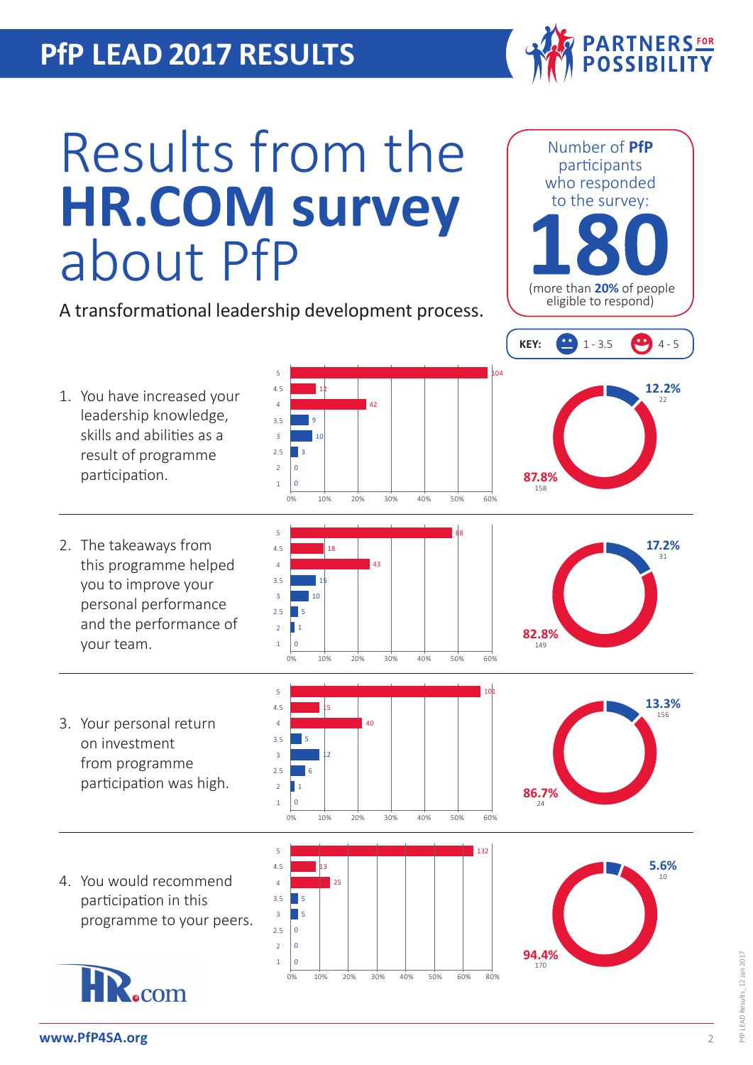# PfP LEAD 2017 RESULTS

PARTNERS FOR POSSIBILITY

# Results from the **HR.COM survey** about PfP

A transformational leadership development process.

Number of **PfP** participants who responded to the survey:

**180**

(more than **20%** of people eligible to respond)

KEY: 1 - 3.5 | 4 - 5

1. You have increased your leadership knowledge, skills and abilities as a result of programme participation.

| Rating | Responses |
|---|---|
| 5 | 104 |
| 4.5 | 12 |
| 4 | 42 |
| 3.5 | 9 |
| 3 | 10 |
| 2.5 | 3 |
| 2 | 0 |
| 1 | 0 |

12.2% (22) | 87.8% (158)

2. The takeaways from this programme helped you to improve your personal performance and the performance of your team.

| Rating | Responses |
|---|---|
| 5 | 88 |
| 4.5 | 18 |
| 4 | 43 |
| 3.5 | 15 |
| 3 | 10 |
| 2.5 | 5 |
| 2 | 1 |
| 1 | 0 |

17.2% (31) | 82.8% (149)

3. Your personal return on investment from programme participation was high.

| Rating | Responses |
|---|---|
| 5 | 101 |
| 4.5 | 15 |
| 4 | 40 |
| 3.5 | 5 |
| 3 | 12 |
| 2.5 | 6 |
| 2 | 1 |
| 1 | 0 |

13.3% (156) | 86.7% (24)

4. You would recommend participation in this programme to your peers.

| Rating | Responses |
|---|---|
| 5 | 132 |
| 4.5 | 13 |
| 4 | 25 |
| 3.5 | 5 |
| 3 | 5 |
| 2.5 | 0 |
| 2 | 0 |
| 1 | 0 |

5.6% (10) | 94.4% (170)

HR.com

www.PfP4SA.org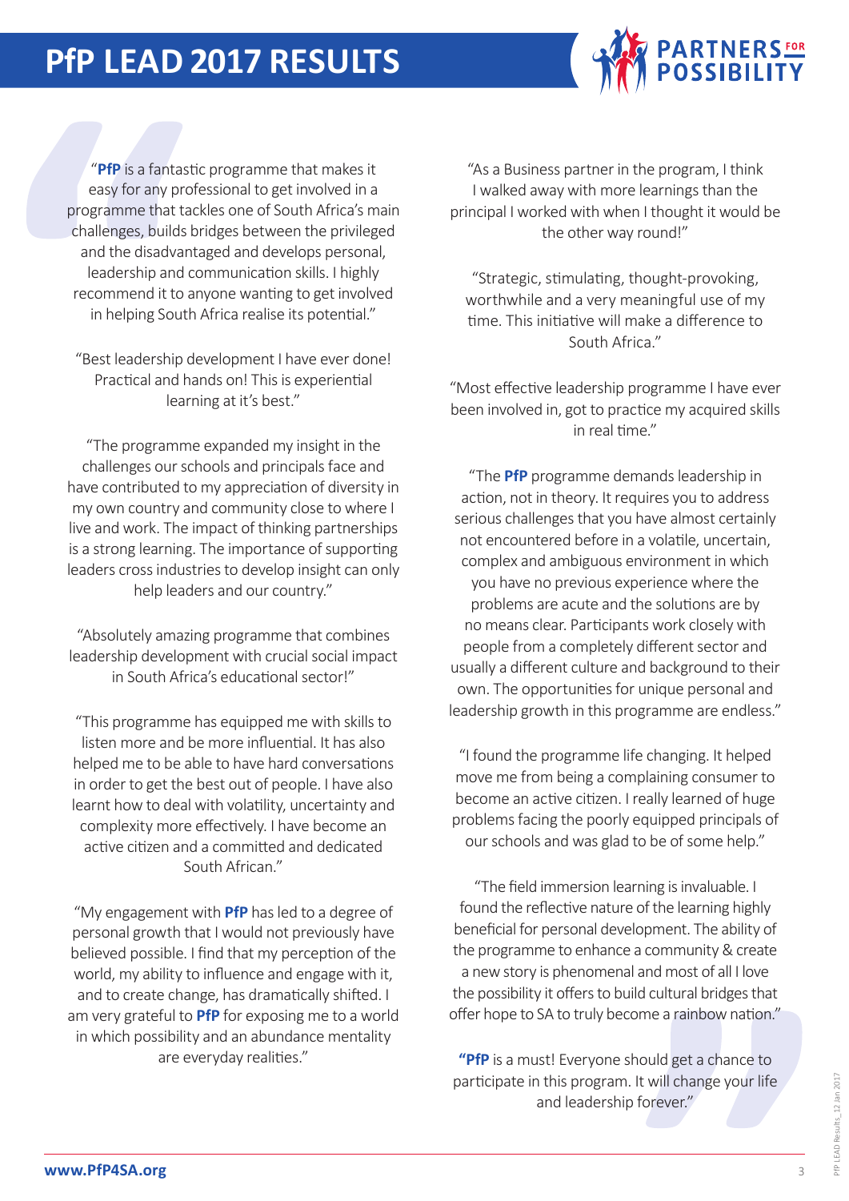# PfP LEAD 2017 RESULTS

PARTNERS FOR POSSIBILITY

"**PfP** is a fantastic programme that makes it easy for any professional to get involved in a programme that tackles one of South Africa's main challenges, builds bridges between the privileged and the disadvantaged and develops personal, leadership and communication skills. I highly recommend it to anyone wanting to get involved in helping South Africa realise its potential."

"Best leadership development I have ever done! Practical and hands on! This is experiential learning at it's best."

"The programme expanded my insight in the challenges our schools and principals face and have contributed to my appreciation of diversity in my own country and community close to where I live and work. The impact of thinking partnerships is a strong learning. The importance of supporting leaders cross industries to develop insight can only help leaders and our country."

"Absolutely amazing programme that combines leadership development with crucial social impact in South Africa's educational sector!"

"This programme has equipped me with skills to listen more and be more influential. It has also helped me to be able to have hard conversations in order to get the best out of people. I have also learnt how to deal with volatility, uncertainty and complexity more effectively. I have become an active citizen and a committed and dedicated South African."

"My engagement with **PfP** has led to a degree of personal growth that I would not previously have believed possible. I find that my perception of the world, my ability to influence and engage with it, and to create change, has dramatically shifted. I am very grateful to **PfP** for exposing me to a world in which possibility and an abundance mentality are everyday realities."

"As a Business partner in the program, I think I walked away with more learnings than the principal I worked with when I thought it would be the other way round!"

"Strategic, stimulating, thought-provoking, worthwhile and a very meaningful use of my time. This initiative will make a difference to South Africa."

"Most effective leadership programme I have ever been involved in, got to practice my acquired skills in real time."

"The **PfP** programme demands leadership in action, not in theory. It requires you to address serious challenges that you have almost certainly not encountered before in a volatile, uncertain, complex and ambiguous environment in which you have no previous experience where the problems are acute and the solutions are by no means clear. Participants work closely with people from a completely different sector and usually a different culture and background to their own. The opportunities for unique personal and leadership growth in this programme are endless."

"I found the programme life changing. It helped move me from being a complaining consumer to become an active citizen. I really learned of huge problems facing the poorly equipped principals of our schools and was glad to be of some help."

"The field immersion learning is invaluable. I found the reflective nature of the learning highly beneficial for personal development. The ability of the programme to enhance a community & create a new story is phenomenal and most of all I love the possibility it offers to build cultural bridges that offer hope to SA to truly become a rainbow nation."

"**PfP** is a must! Everyone should get a chance to participate in this program. It will change your life and leadership forever."

www.PfP4SA.org